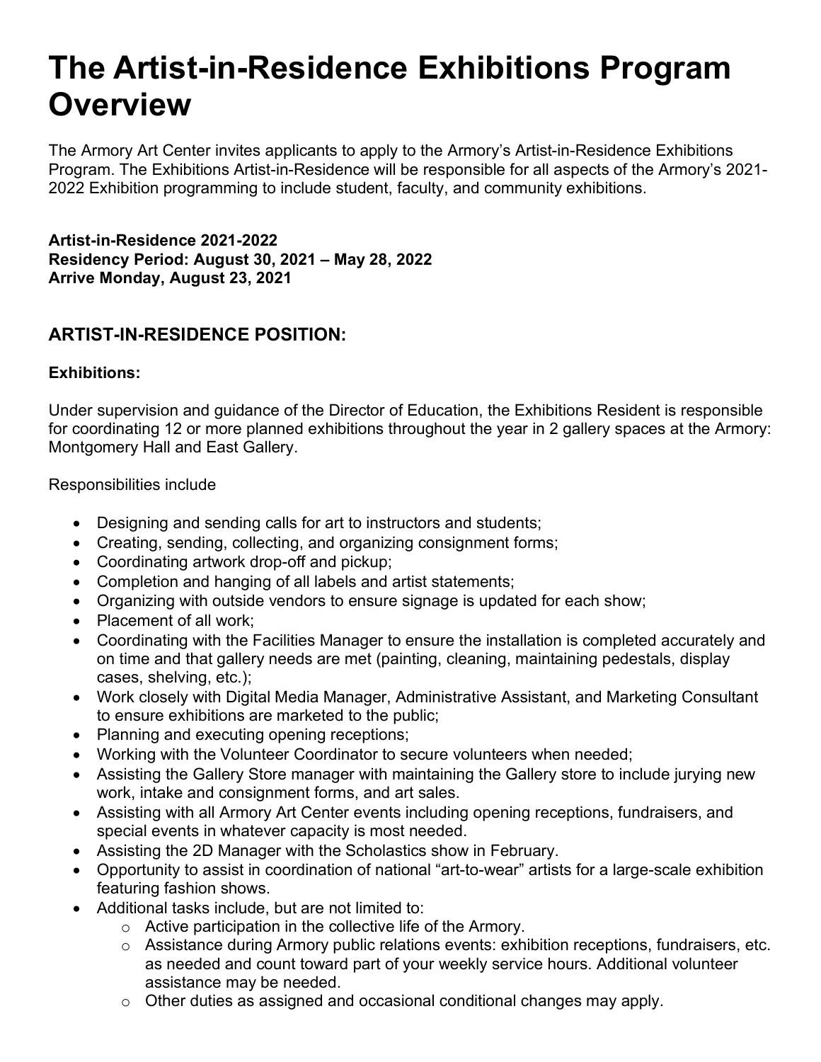# The Artist-in-Residence Exhibitions Program Overview

The Armory Art Center invites applicants to apply to the Armory's Artist-in-Residence Exhibitions Program. The Exhibitions Artist-in-Residence will be responsible for all aspects of the Armory's 2021-2022 Exhibition programming to include student, faculty, and community exhibitions.

**Artist-in-Residence 2021-2022**
**Residency Period: August 30, 2021 – May 28, 2022**
**Arrive Monday, August 23, 2021**

## ARTIST-IN-RESIDENCE POSITION:

**Exhibitions:**

Under supervision and guidance of the Director of Education, the Exhibitions Resident is responsible for coordinating 12 or more planned exhibitions throughout the year in 2 gallery spaces at the Armory: Montgomery Hall and East Gallery.

Responsibilities include

- Designing and sending calls for art to instructors and students;
- Creating, sending, collecting, and organizing consignment forms;
- Coordinating artwork drop-off and pickup;
- Completion and hanging of all labels and artist statements;
- Organizing with outside vendors to ensure signage is updated for each show;
- Placement of all work;
- Coordinating with the Facilities Manager to ensure the installation is completed accurately and on time and that gallery needs are met (painting, cleaning, maintaining pedestals, display cases, shelving, etc.);
- Work closely with Digital Media Manager, Administrative Assistant, and Marketing Consultant to ensure exhibitions are marketed to the public;
- Planning and executing opening receptions;
- Working with the Volunteer Coordinator to secure volunteers when needed;
- Assisting the Gallery Store manager with maintaining the Gallery store to include jurying new work, intake and consignment forms, and art sales.
- Assisting with all Armory Art Center events including opening receptions, fundraisers, and special events in whatever capacity is most needed.
- Assisting the 2D Manager with the Scholastics show in February.
- Opportunity to assist in coordination of national "art-to-wear" artists for a large-scale exhibition featuring fashion shows.
- Additional tasks include, but are not limited to:
  - Active participation in the collective life of the Armory.
  - Assistance during Armory public relations events: exhibition receptions, fundraisers, etc. as needed and count toward part of your weekly service hours. Additional volunteer assistance may be needed.
  - Other duties as assigned and occasional conditional changes may apply.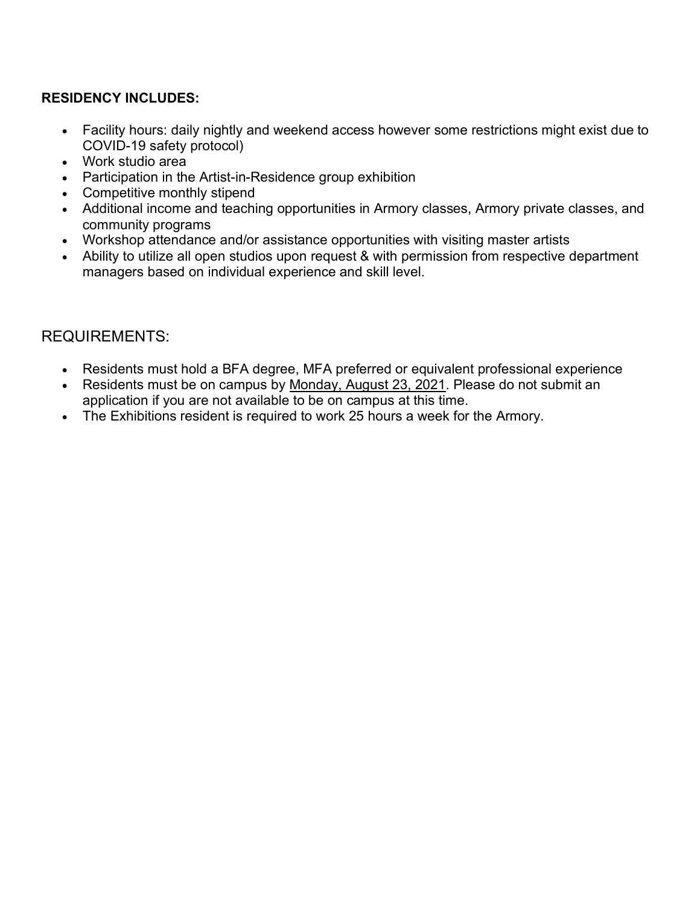**RESIDENCY INCLUDES:**

- Facility hours: daily nightly and weekend access however some restrictions might exist due to COVID-19 safety protocol)
- Work studio area
- Participation in the Artist-in-Residence group exhibition
- Competitive monthly stipend
- Additional income and teaching opportunities in Armory classes, Armory private classes, and community programs
- Workshop attendance and/or assistance opportunities with visiting master artists
- Ability to utilize all open studios upon request & with permission from respective department managers based on individual experience and skill level.

## REQUIREMENTS:

- Residents must hold a BFA degree, MFA preferred or equivalent professional experience
- Residents must be on campus by Monday, August 23, 2021. Please do not submit an application if you are not available to be on campus at this time.
- The Exhibitions resident is required to work 25 hours a week for the Armory.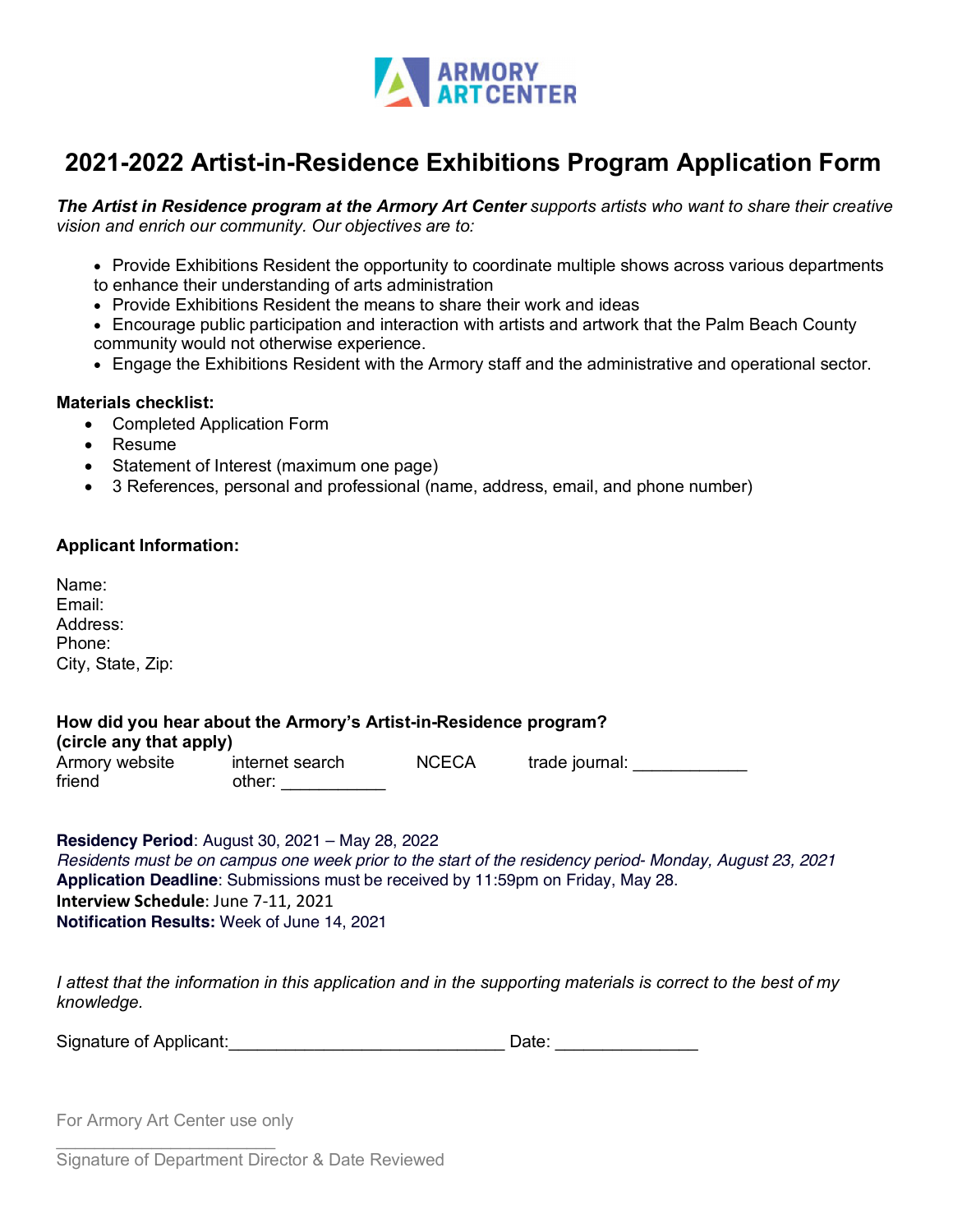ARMORY ART CENTER

# 2021-2022 Artist-in-Residence Exhibitions Program Application Form

***The Artist in Residence program at the Armory Art Center** supports artists who want to share their creative vision and enrich our community. Our objectives are to:*

- Provide Exhibitions Resident the opportunity to coordinate multiple shows across various departments to enhance their understanding of arts administration
- Provide Exhibitions Resident the means to share their work and ideas
- Encourage public participation and interaction with artists and artwork that the Palm Beach County community would not otherwise experience.
- Engage the Exhibitions Resident with the Armory staff and the administrative and operational sector.

**Materials checklist:**

- Completed Application Form
- Resume
- Statement of Interest (maximum one page)
- 3 References, personal and professional (name, address, email, and phone number)

**Applicant Information:**

Name:
Email:
Address:
Phone:
City, State, Zip:

**How did you hear about the Armory's Artist-in-Residence program? (circle any that apply)**

Armory website &nbsp;&nbsp; internet search &nbsp;&nbsp; NCECA &nbsp;&nbsp; trade journal: ____________
friend &nbsp;&nbsp; other: ___________

**Residency Period**: August 30, 2021 – May 28, 2022
*Residents must be on campus one week prior to the start of the residency period- Monday, August 23, 2021*
**Application Deadline**: Submissions must be received by 11:59pm on Friday, May 28.
**Interview Schedule**: June 7-11, 2021
**Notification Results:** Week of June 14, 2021

*I attest that the information in this application and in the supporting materials is correct to the best of my knowledge.*

Signature of Applicant:_____________________________ Date: _______________

For Armory Art Center use only

_______________________
Signature of Department Director & Date Reviewed